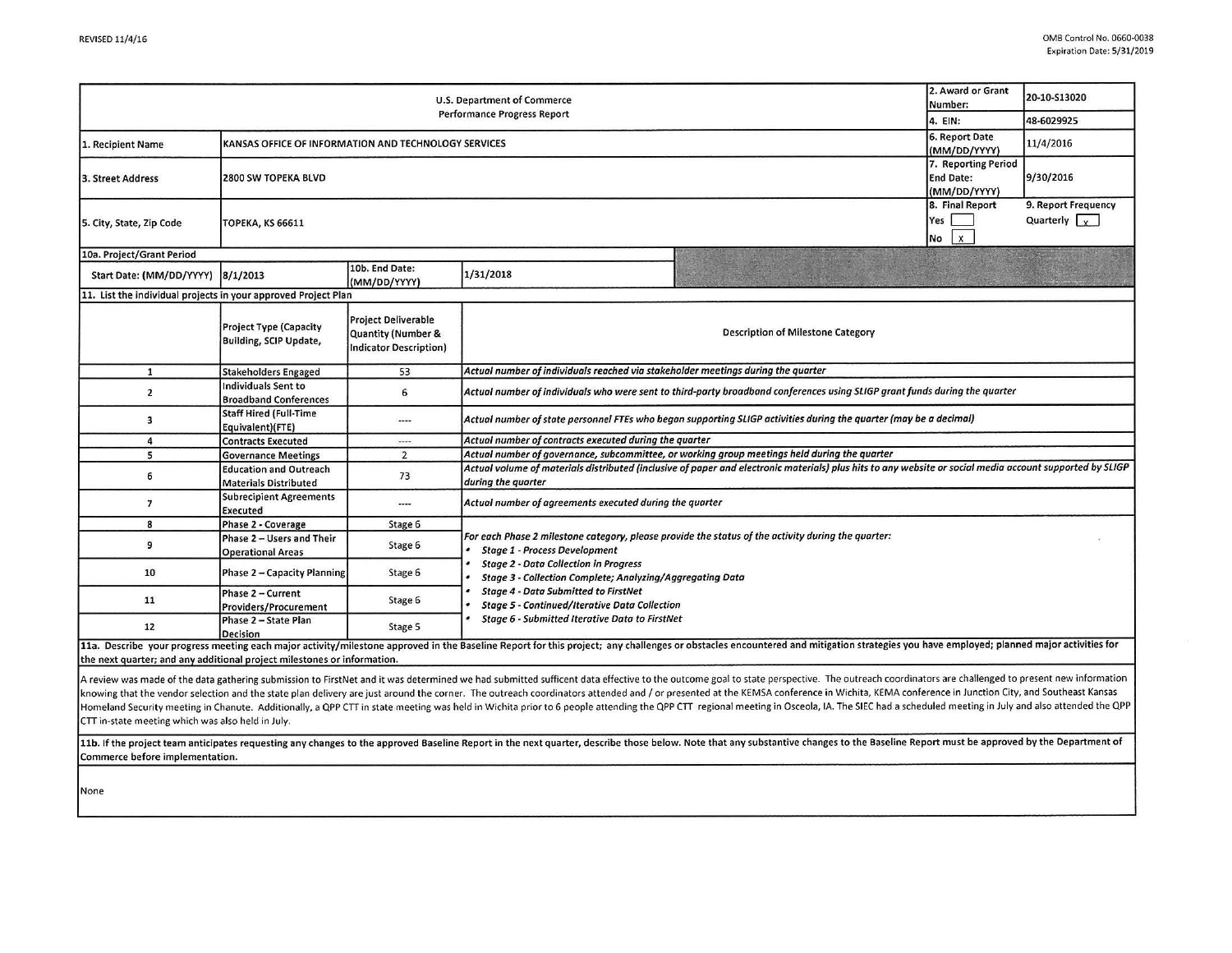REVISED 11/4/16

OMB Control No. 0660-0038
Expiration Date: 5/31/2019

| U.S. Department of Commerce Performance Progress Report | | | | 2. Award or Grant Number: | 20-10-S13020 |
|---|---|---|---|---|---|
| | | | | 4. EIN: | 48-6029925 |
| 1. Recipient Name | KANSAS OFFICE OF INFORMATION AND TECHNOLOGY SERVICES | | | 6. Report Date (MM/DD/YYYY) | 11/4/2016 |
| 3. Street Address | 2800 SW TOPEKA BLVD | | | 7. Reporting Period End Date: (MM/DD/YYYY) | 9/30/2016 |
| 5. City, State, Zip Code | TOPEKA, KS 66611 | | | 8. Final Report Yes [ ] No [x] | 9. Report Frequency Quarterly [x] |
| 10a. Project/Grant Period | | | | | |
| Start Date: (MM/DD/YYYY) | 8/1/2013 | 10b. End Date: (MM/DD/YYYY) | 1/31/2018 | | |

11. List the individual projects in your approved Project Plan

| | Project Type (Capacity Building, SCIP Update, | Project Deliverable Quantity (Number & Indicator Description) | Description of Milestone Category |
|---|---|---|---|
| 1 | Stakeholders Engaged | 53 | *Actual number of individuals reached via stakeholder meetings during the quarter* |
| 2 | Individuals Sent to Broadband Conferences | 6 | *Actual number of individuals who were sent to third-party broadband conferences using SLIGP grant funds during the quarter* |
| 3 | Staff Hired (Full-Time Equivalent)(FTE) | ---- | *Actual number of state personnel FTEs who began supporting SLIGP activities during the quarter (may be a decimal)* |
| 4 | Contracts Executed | ---- | *Actual number of contracts executed during the quarter* |
| 5 | Governance Meetings | 2 | *Actual number of governance, subcommittee, or working group meetings held during the quarter* |
| 6 | Education and Outreach Materials Distributed | 73 | *Actual volume of materials distributed (inclusive of paper and electronic materials) plus hits to any website or social media account supported by SLIGP during the quarter* |
| 7 | Subrecipient Agreements Executed | ---- | *Actual number of agreements executed during the quarter* |
| 8 | Phase 2 - Coverage | Stage 6 | *For each Phase 2 milestone category, please provide the status of the activity during the quarter:* <br>• *Stage 1 - Process Development* <br>• *Stage 2 - Data Collection in Progress* <br>• *Stage 3 - Collection Complete; Analyzing/Aggregating Data* <br>• *Stage 4 - Data Submitted to FirstNet* <br>• *Stage 5 - Continued/Iterative Data Collection* <br>• *Stage 6 - Submitted Iterative Data to FirstNet* |
| 9 | Phase 2 – Users and Their Operational Areas | Stage 6 | |
| 10 | Phase 2 – Capacity Planning | Stage 6 | |
| 11 | Phase 2 – Current Providers/Procurement | Stage 6 | |
| 12 | Phase 2 – State Plan Decision | Stage 5 | |

11a. Describe your progress meeting each major activity/milestone approved in the Baseline Report for this project; any challenges or obstacles encountered and mitigation strategies you have employed; planned major activities for the next quarter; and any additional project milestones or information.

A review was made of the data gathering submission to FirstNet and it was determined we had submitted sufficent data effective to the outcome goal to state perspective. The outreach coordinators are challenged to present new information knowing that the vendor selection and the state plan delivery are just around the corner. The outreach coordinators attended and / or presented at the KEMSA conference in Wichita, KEMA conference in Junction City, and Southeast Kansas Homeland Security meeting in Chanute. Additionally, a QPP CTT in state meeting was held in Wichita prior to 6 people attending the QPP CTT regional meeting in Osceola, IA. The SIEC had a scheduled meeting in July and also attended the QPP CTT in-state meeting which was also held in July.

11b. If the project team anticipates requesting any changes to the approved Baseline Report in the next quarter, describe those below. Note that any substantive changes to the Baseline Report must be approved by the Department of Commerce before implementation.

None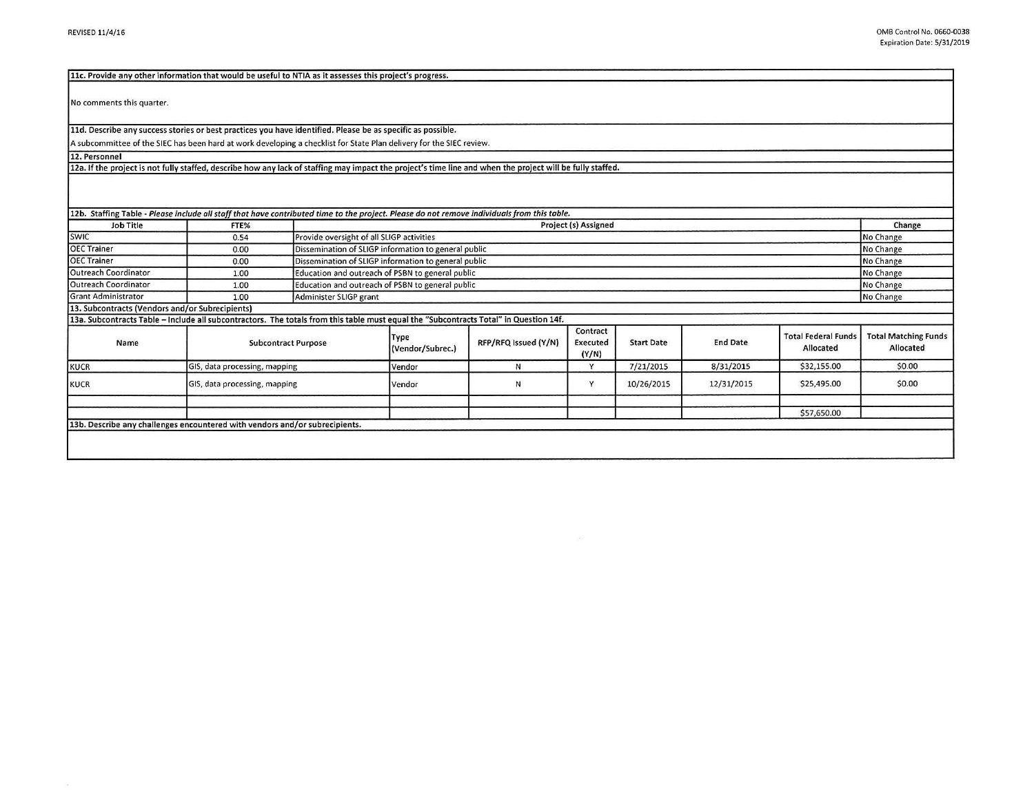**11c. Provide any other information that would be useful to NTIA as it assesses this project's progress.**

No comments this quarter.

**11d. Describe any success stories or best practices you have identified. Please be as specific as possible.**

A subcommittee of the SIEC has been hard at work developing a checklist for State Plan delivery for the SIEC review.

**12. Personnel**

**12a. If the project is not fully staffed, describe how any lack of staffing may impact the project's time line and when the project will be fully staffed.**

**12b. Staffing Table** - *Please include all staff that have contributed time to the project. Please do not remove individuals from this table.*

| Job Title | FTE% | Project (s) Assigned | Change |
|---|---|---|---|
| SWIC | 0.54 | Provide oversight of all SLIGP activities | No Change |
| OEC Trainer | 0.00 | Dissemination of SLIGP information to general public | No Change |
| OEC Trainer | 0.00 | Dissemination of SLIGP information to general public | No Change |
| Outreach Coordinator | 1.00 | Education and outreach of PSBN to general public | No Change |
| Outreach Coordinator | 1.00 | Education and outreach of PSBN to general public | No Change |
| Grant Administrator | 1.00 | Administer SLIGP grant | No Change |

**13. Subcontracts (Vendors and/or Subrecipients)**

**13a. Subcontracts Table – Include all subcontractors. The totals from this table must equal the "Subcontracts Total" in Question 14f.**

| Name | Subcontract Purpose | Type (Vendor/Subrec.) | RFP/RFQ Issued (Y/N) | Contract Executed (Y/N) | Start Date | End Date | Total Federal Funds Allocated | Total Matching Funds Allocated |
|---|---|---|---|---|---|---|---|---|
| KUCR | GIS, data processing, mapping | Vendor | N | Y | 7/21/2015 | 8/31/2015 | $32,155.00 | $0.00 |
| KUCR | GIS, data processing, mapping | Vendor | N | Y | 10/26/2015 | 12/31/2015 | $25,495.00 | $0.00 |
| | | | | | | | | |
| | | | | | | | $57,650.00 | |

**13b. Describe any challenges encountered with vendors and/or subrecipients.**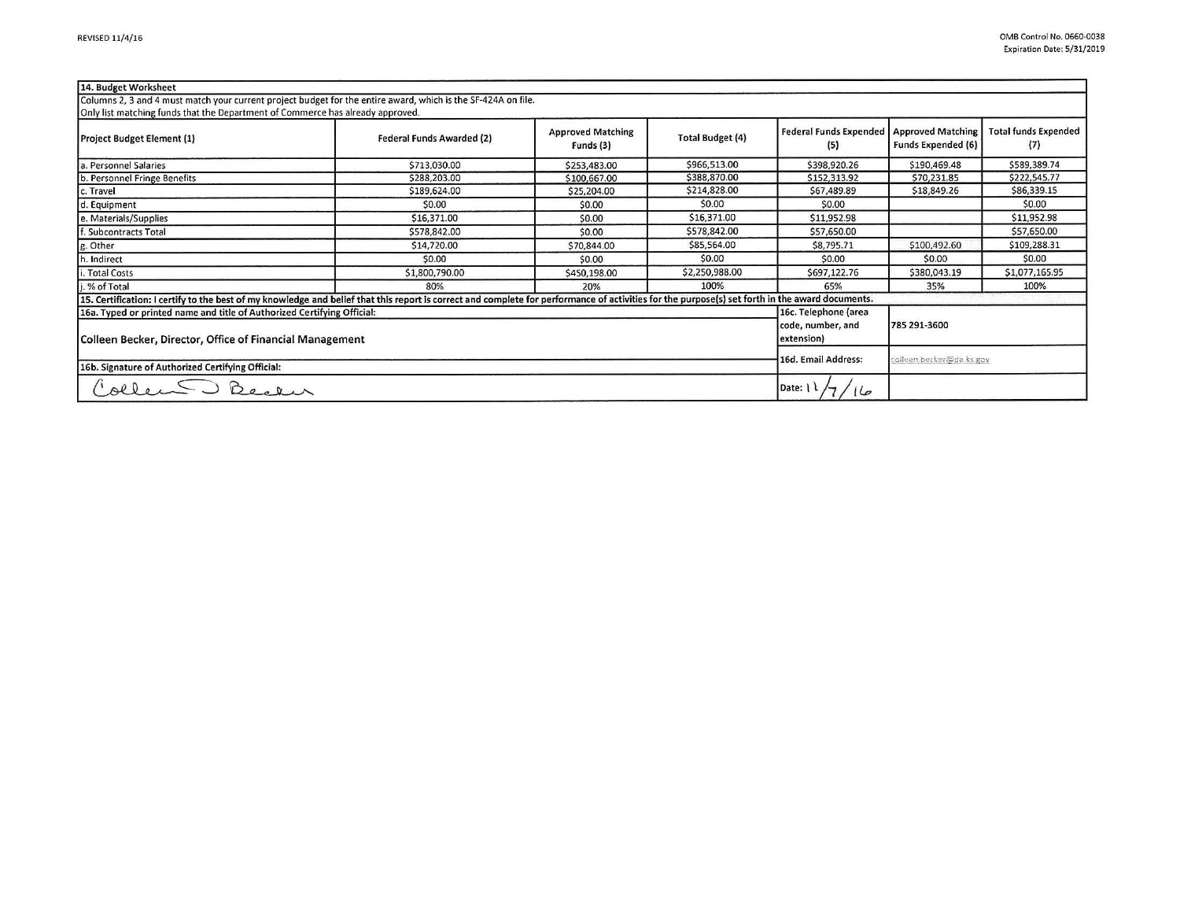REVISED 11/4/16

OMB Control No. 0660-0038
Expiration Date: 5/31/2019

**14. Budget Worksheet**

Columns 2, 3 and 4 must match your current project budget for the entire award, which is the SF-424A on file.
Only list matching funds that the Department of Commerce has already approved.

| Project Budget Element (1) | Federal Funds Awarded (2) | Approved Matching Funds (3) | Total Budget (4) | Federal Funds Expended (5) | Approved Matching Funds Expended (6) | Total funds Expended (7) |
|---|---|---|---|---|---|---|
| a. Personnel Salaries | $713,030.00 | $253,483.00 | $966,513.00 | $398,920.26 | $190,469.48 | $589,389.74 |
| b. Personnel Fringe Benefits | $288,203.00 | $100,667.00 | $388,870.00 | $152,313.92 | $70,231.85 | $222,545.77 |
| c. Travel | $189,624.00 | $25,204.00 | $214,828.00 | $67,489.89 | $18,849.26 | $86,339.15 |
| d. Equipment | $0.00 | $0.00 | $0.00 | $0.00 | | $0.00 |
| e. Materials/Supplies | $16,371.00 | $0.00 | $16,371.00 | $11,952.98 | | $11,952.98 |
| f. Subcontracts Total | $578,842.00 | $0.00 | $578,842.00 | $57,650.00 | | $57,650.00 |
| g. Other | $14,720.00 | $70,844.00 | $85,564.00 | $8,795.71 | $100,492.60 | $109,288.31 |
| h. Indirect | $0.00 | $0.00 | $0.00 | $0.00 | $0.00 | $0.00 |
| i. Total Costs | $1,800,790.00 | $450,198.00 | $2,250,988.00 | $697,122.76 | $380,043.19 | $1,077,165.95 |
| j. % of Total | 80% | 20% | 100% | 65% | 35% | 100% |

**15. Certification: I certify to the best of my knowledge and belief that this report is correct and complete for performance of activities for the purpose(s) set forth in the award documents.**

| | | |
|---|---|---|
| **16a. Typed or printed name and title of Authorized Certifying Official:** Colleen Becker, Director, Office of Financial Management | 16c. Telephone (area code, number, and extension) | 785 291-3600 |
| **16b. Signature of Authorized Certifying Official:** Colleen J Becker | 16d. Email Address: | colleen.becker@da.ks.gov |
| | Date: 11/7/16 | |